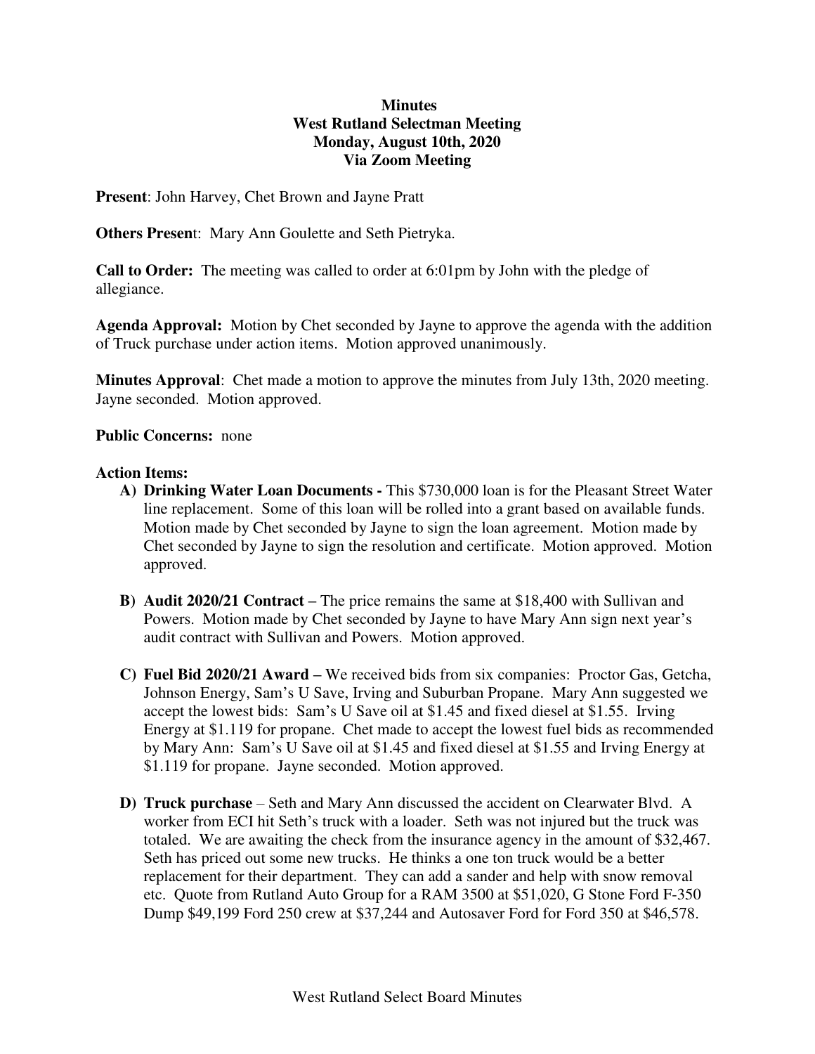**Minutes**
**West Rutland Selectman Meeting**
**Monday, August 10th, 2020**
**Via Zoom Meeting**

**Present**: John Harvey, Chet Brown and Jayne Pratt

**Others Present**: Mary Ann Goulette and Seth Pietryka.

**Call to Order:** The meeting was called to order at 6:01pm by John with the pledge of allegiance.

**Agenda Approval:** Motion by Chet seconded by Jayne to approve the agenda with the addition of Truck purchase under action items. Motion approved unanimously.

**Minutes Approval**: Chet made a motion to approve the minutes from July 13th, 2020 meeting. Jayne seconded. Motion approved.

**Public Concerns:** none

**Action Items:**

A) **Drinking Water Loan Documents -** This $730,000 loan is for the Pleasant Street Water line replacement. Some of this loan will be rolled into a grant based on available funds. Motion made by Chet seconded by Jayne to sign the loan agreement. Motion made by Chet seconded by Jayne to sign the resolution and certificate. Motion approved. Motion approved.

B) **Audit 2020/21 Contract –** The price remains the same at $18,400 with Sullivan and Powers. Motion made by Chet seconded by Jayne to have Mary Ann sign next year's audit contract with Sullivan and Powers. Motion approved.

C) **Fuel Bid 2020/21 Award –** We received bids from six companies: Proctor Gas, Getcha, Johnson Energy, Sam's U Save, Irving and Suburban Propane. Mary Ann suggested we accept the lowest bids: Sam's U Save oil at $1.45 and fixed diesel at $1.55. Irving Energy at $1.119 for propane. Chet made to accept the lowest fuel bids as recommended by Mary Ann: Sam's U Save oil at $1.45 and fixed diesel at $1.55 and Irving Energy at $1.119 for propane. Jayne seconded. Motion approved.

D) **Truck purchase** – Seth and Mary Ann discussed the accident on Clearwater Blvd. A worker from ECI hit Seth's truck with a loader. Seth was not injured but the truck was totaled. We are awaiting the check from the insurance agency in the amount of $32,467. Seth has priced out some new trucks. He thinks a one ton truck would be a better replacement for their department. They can add a sander and help with snow removal etc. Quote from Rutland Auto Group for a RAM 3500 at $51,020, G Stone Ford F-350 Dump $49,199 Ford 250 crew at $37,244 and Autosaver Ford for Ford 350 at $46,578.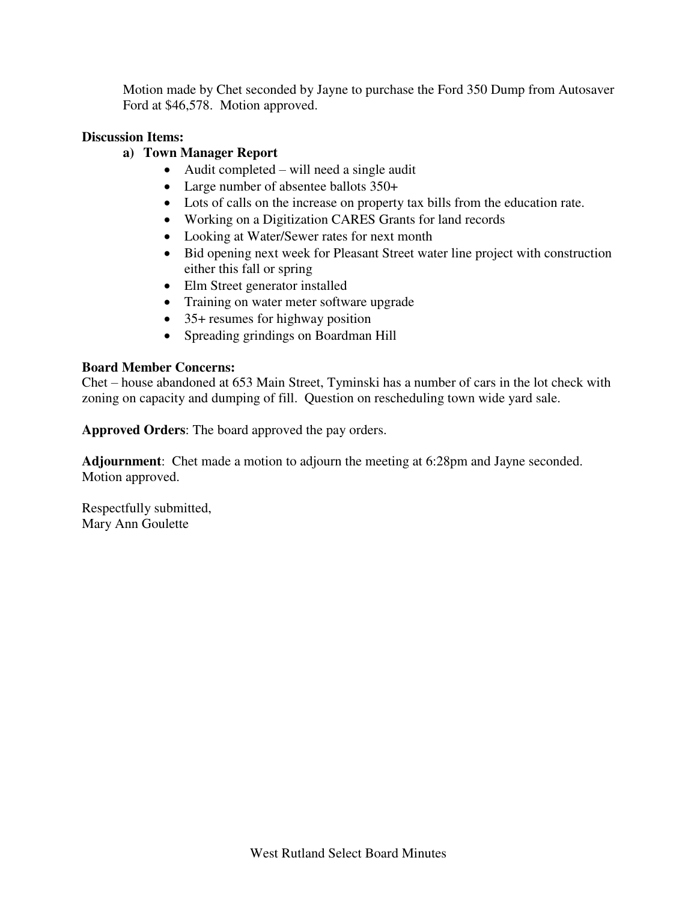Motion made by Chet seconded by Jayne to purchase the Ford 350 Dump from Autosaver Ford at $46,578. Motion approved.

**Discussion Items:**

**a) Town Manager Report**

- Audit completed – will need a single audit
- Large number of absentee ballots 350+
- Lots of calls on the increase on property tax bills from the education rate.
- Working on a Digitization CARES Grants for land records
- Looking at Water/Sewer rates for next month
- Bid opening next week for Pleasant Street water line project with construction either this fall or spring
- Elm Street generator installed
- Training on water meter software upgrade
- 35+ resumes for highway position
- Spreading grindings on Boardman Hill

**Board Member Concerns:**
Chet – house abandoned at 653 Main Street, Tyminski has a number of cars in the lot check with zoning on capacity and dumping of fill. Question on rescheduling town wide yard sale.

**Approved Orders**: The board approved the pay orders.

**Adjournment**: Chet made a motion to adjourn the meeting at 6:28pm and Jayne seconded. Motion approved.

Respectfully submitted,
Mary Ann Goulette